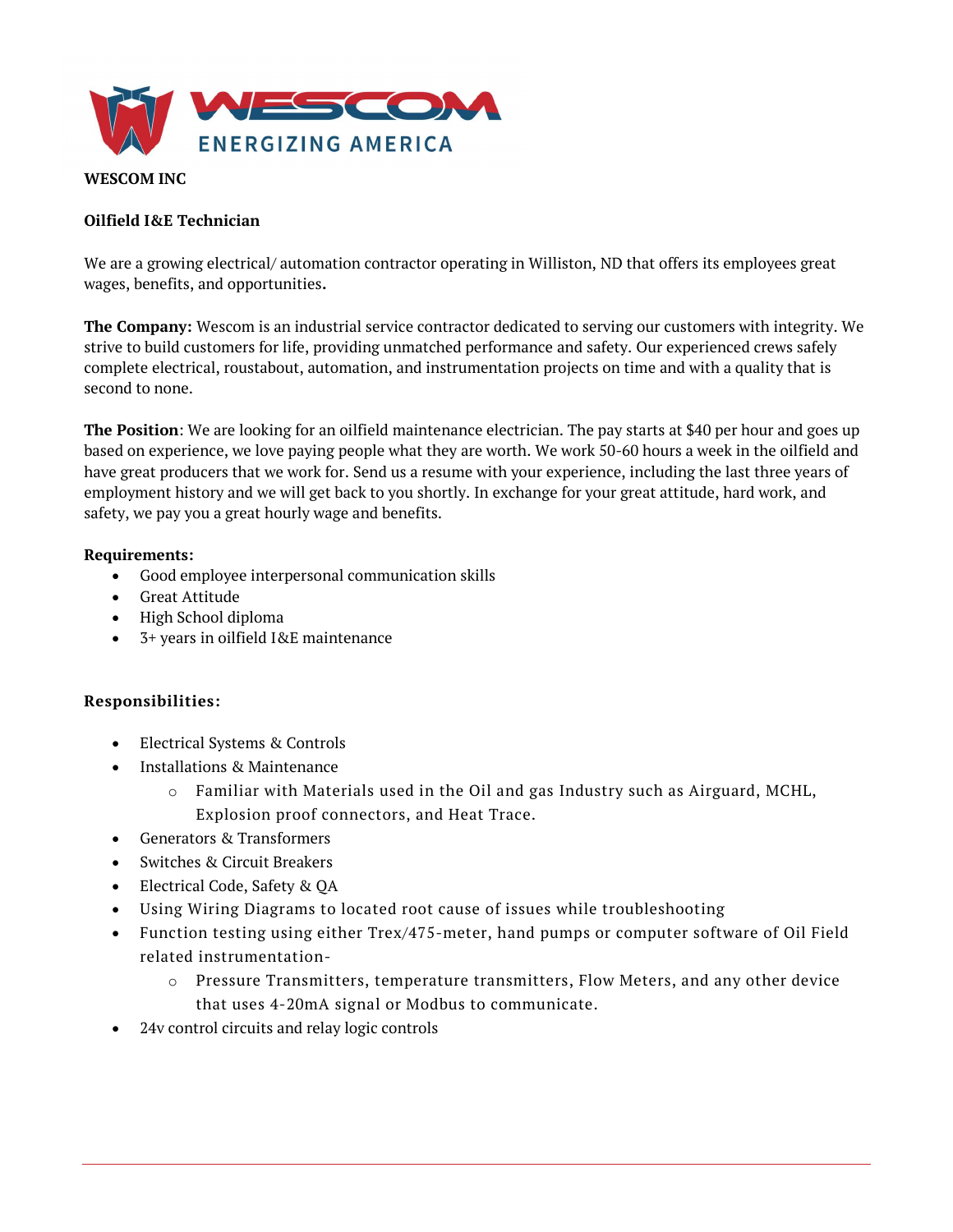**WESCOM INC**

**Oilfield I&E Technician**

We are a growing electrical/ automation contractor operating in Williston, ND that offers its employees great wages, benefits, and opportunities**.**

**The Company:** Wescom is an industrial service contractor dedicated to serving our customers with integrity. We strive to build customers for life, providing unmatched performance and safety. Our experienced crews safely complete electrical, roustabout, automation, and instrumentation projects on time and with a quality that is second to none.

**The Position**: We are looking for an oilfield maintenance electrician. The pay starts at $40 per hour and goes up based on experience, we love paying people what they are worth. We work 50-60 hours a week in the oilfield and have great producers that we work for. Send us a resume with your experience, including the last three years of employment history and we will get back to you shortly. In exchange for your great attitude, hard work, and safety, we pay you a great hourly wage and benefits.

**Requirements:**

- Good employee interpersonal communication skills
- Great Attitude
- High School diploma
- 3+ years in oilfield I&E maintenance

**Responsibilities:**

- Electrical Systems & Controls
- Installations & Maintenance
  - Familiar with Materials used in the Oil and gas Industry such as Airguard, MCHL, Explosion proof connectors, and Heat Trace.
- Generators & Transformers
- Switches & Circuit Breakers
- Electrical Code, Safety & QA
- Using Wiring Diagrams to located root cause of issues while troubleshooting
- Function testing using either Trex/475-meter, hand pumps or computer software of Oil Field related instrumentation-
  - Pressure Transmitters, temperature transmitters, Flow Meters, and any other device that uses 4-20mA signal or Modbus to communicate.
- 24v control circuits and relay logic controls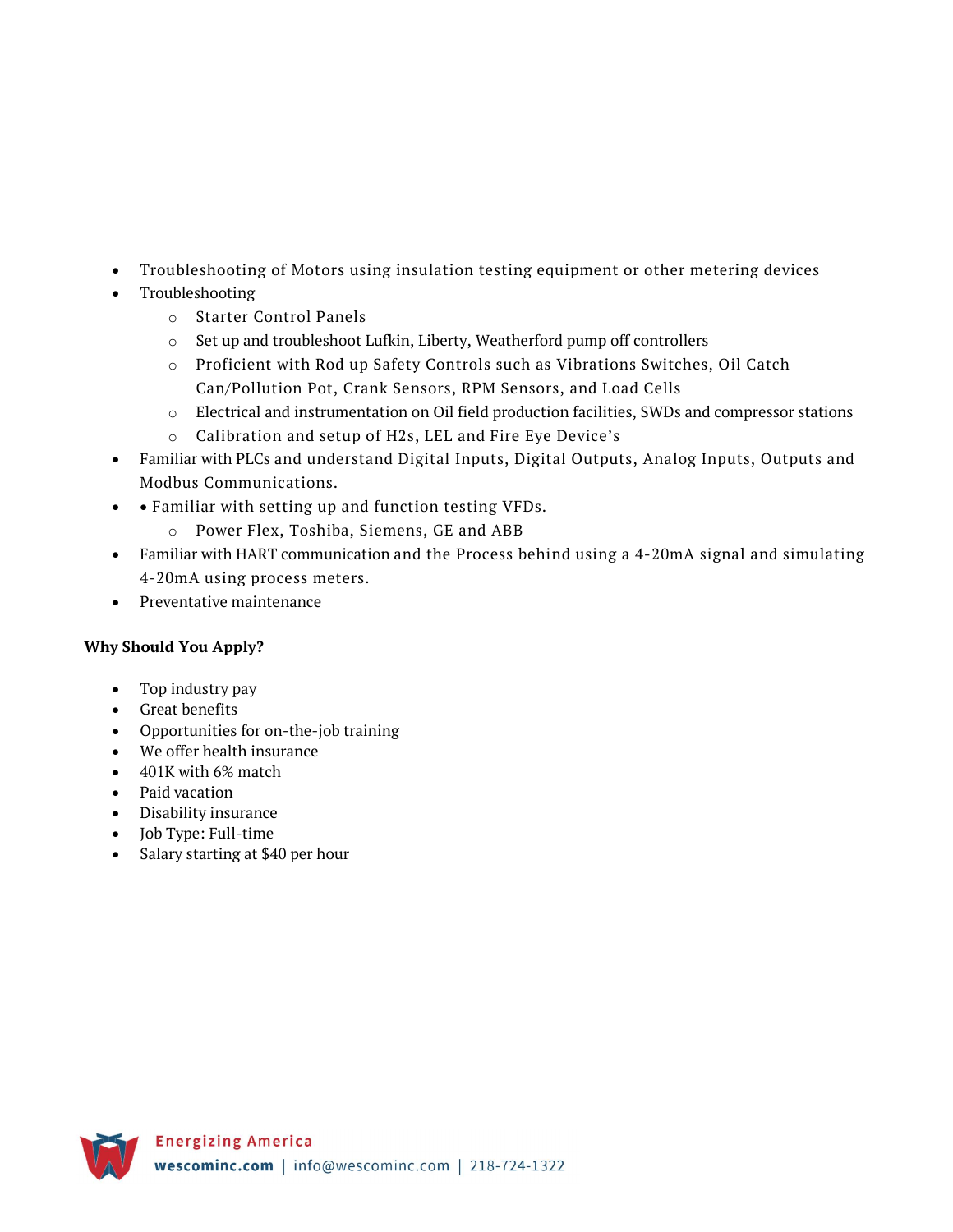- Troubleshooting of Motors using insulation testing equipment or other metering devices
- Troubleshooting
  - Starter Control Panels
  - Set up and troubleshoot Lufkin, Liberty, Weatherford pump off controllers
  - Proficient with Rod up Safety Controls such as Vibrations Switches, Oil Catch Can/Pollution Pot, Crank Sensors, RPM Sensors, and Load Cells
  - Electrical and instrumentation on Oil field production facilities, SWDs and compressor stations
  - Calibration and setup of H2s, LEL and Fire Eye Device's
- Familiar with PLCs and understand Digital Inputs, Digital Outputs, Analog Inputs, Outputs and Modbus Communications.
- • Familiar with setting up and function testing VFDs.
  - Power Flex, Toshiba, Siemens, GE and ABB
- Familiar with HART communication and the Process behind using a 4-20mA signal and simulating 4-20mA using process meters.
- Preventative maintenance

**Why Should You Apply?**

- Top industry pay
- Great benefits
- Opportunities for on-the-job training
- We offer health insurance
- 401K with 6% match
- Paid vacation
- Disability insurance
- Job Type: Full-time
- Salary starting at $40 per hour

Energizing America

**wescominc.com** | info@wescominc.com | 218-724-1322